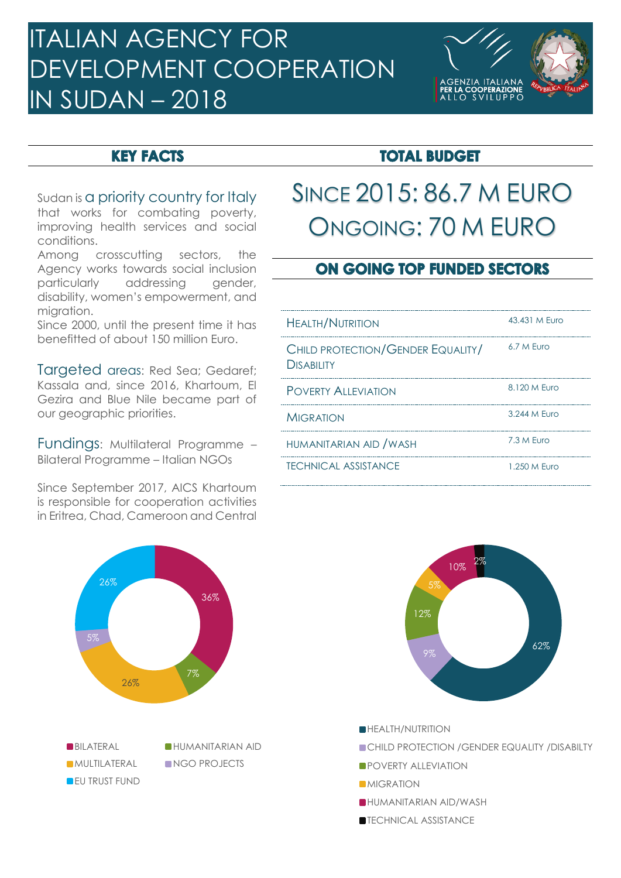# ITALIAN AGENCY FOR DEVELOPMENT COOPERATION IN SUDAN – 2018

AGENZIA ITALIANA PER LA COOPERAZIONE ALLO SVILUPPO

## KEY FACTS

Sudan is a priority country for Italy that works for combating poverty, improving health services and social conditions.

Among crosscutting sectors, the Agency works towards social inclusion particularly addressing gender, disability, women's empowerment, and migration.

Since 2000, until the present time it has benefitted of about 150 million Euro.

Targeted areas: Red Sea; Gedaref; Kassala and, since 2016, Khartoum, El Gezira and Blue Nile became part of our geographic priorities.

Fundings: Multilateral Programme – Bilateral Programme – Italian NGOs

Since September 2017, AICS Khartoum is responsible for cooperation activities in Eritrea, Chad, Cameroon and Central

## TOTAL BUDGET

SINCE 2015: 86.7 M EURO

ONGOING: 70 M EURO

## ON GOING TOP FUNDED SECTORS

| Sector | Amount |
|---|---|
| HEALTH/NUTRITION | 43.431 M Euro |
| CHILD PROTECTION/GENDER EQUALITY/ DISABILITY | 6.7 M Euro |
| POVERTY ALLEVIATION | 8.120 M Euro |
| MIGRATION | 3.244 M Euro |
| HUMANITARIAN AID /WASH | 7.3 M Euro |
| TECHNICAL ASSISTANCE | 1.250 M Euro |

| Funding channel | Share |
|---|---|
| BILATERAL | 36% |
| HUMANITARIAN AID | 7% |
| MULTILATERAL | 26% |
| NGO PROJECTS | 5% |
| EU TRUST FUND | 26% |

| Sector | Share |
|---|---|
| HEALTH/NUTRITION | 62% |
| CHILD PROTECTION /GENDER EQUALITY /DISABILTY | 9% |
| POVERTY ALLEVIATION | 12% |
| MIGRATION | 5% |
| HUMANITARIAN AID/WASH | 10% |
| TECHNICAL ASSISTANCE | 2% |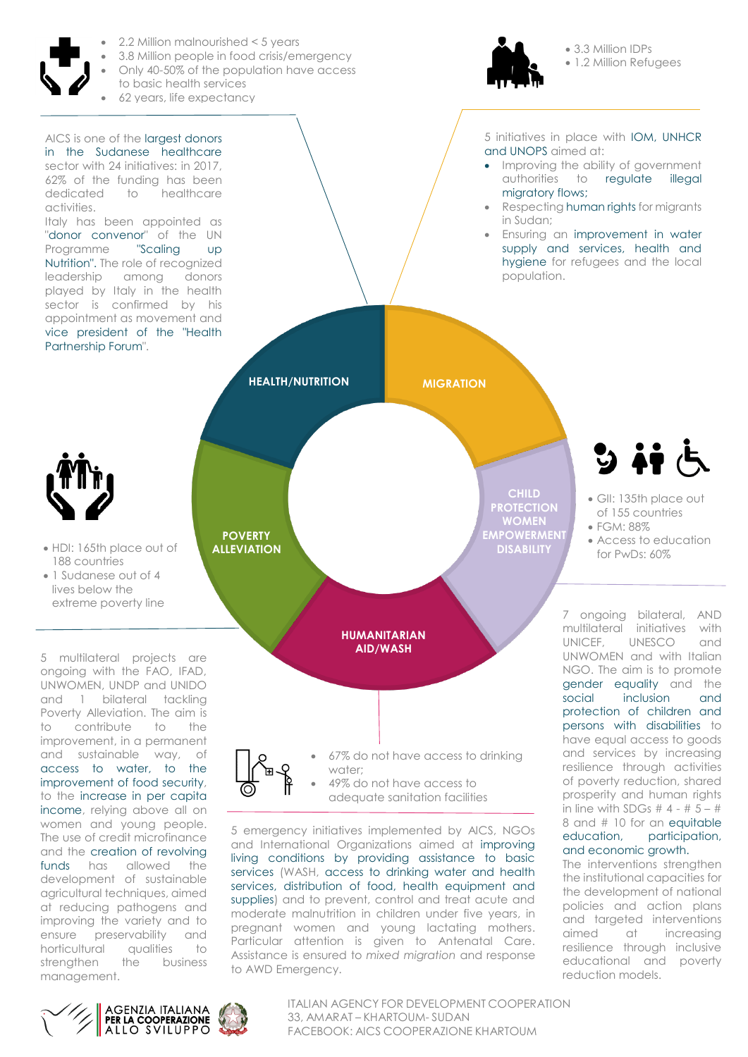- 2.2 Million malnourished < 5 years
- 3.8 Million people in food crisis/emergency
- Only 40-50% of the population have access to basic health services
- 62 years, life expectancy

- 3.3 Million IDPs
- 1.2 Million Refugees

AICS is one of the largest donors in the Sudanese healthcare sector with 24 initiatives: in 2017, 62% of the funding has been dedicated to healthcare activities.
Italy has been appointed as "donor convenor" of the UN Programme "Scaling up Nutrition". The role of recognized leadership among donors played by Italy in the health sector is confirmed by his appointment as movement and vice president of the "Health Partnership Forum".

5 initiatives in place with IOM, UNHCR and UNOPS aimed at:

- Improving the ability of government authorities to regulate illegal migratory flows;
- Respecting human rights for migrants in Sudan;
- Ensuring an improvement in water supply and services, health and hygiene for refugees and the local population.

## HEALTH/NUTRITION

## MIGRATION

## CHILD PROTECTION WOMEN EMPOWERMENT DISABILITY

## POVERTY ALLEVIATION

## HUMANITARIAN AID/WASH

- HDI: 165th place out of 188 countries
- 1 Sudanese out of 4 lives below the extreme poverty line

- GII: 135th place out of 155 countries
- FGM: 88%
- Access to education for PwDs: 60%

5 multilateral projects are ongoing with the FAO, IFAD, UNWOMEN, UNDP and UNIDO and 1 bilateral tackling Poverty Alleviation. The aim is to contribute to the improvement, in a permanent and sustainable way, of access to water, to the improvement of food security, to the increase in per capita income, relying above all on women and young people. The use of credit microfinance and the creation of revolving funds has allowed the development of sustainable agricultural techniques, aimed at reducing pathogens and improving the variety and to ensure preservability and horticultural qualities to strengthen the business management.

- 67% do not have access to drinking water;
- 49% do not have access to adequate sanitation facilities

5 emergency initiatives implemented by AICS, NGOs and International Organizations aimed at improving living conditions by providing assistance to basic services (WASH, access to drinking water and health services, distribution of food, health equipment and supplies) and to prevent, control and treat acute and moderate malnutrition in children under five years, in pregnant women and young lactating mothers. Particular attention is given to Antenatal Care. Assistance is ensured to *mixed migration* and response to AWD Emergency.

7 ongoing bilateral, AND multilateral initiatives with UNICEF, UNESCO and UNWOMEN and with Italian NGO. The aim is to promote gender equality and the social inclusion and protection of children and persons with disabilities to have equal access to goods and services by increasing resilience through activities of poverty reduction, shared prosperity and human rights in line with SDGs # 4 - # 5 – # 8 and # 10 for an equitable education, participation, and economic growth.
The interventions strengthen the institutional capacities for the development of national policies and action plans and targeted interventions aimed at increasing resilience through inclusive educational and poverty reduction models.

AGENZIA ITALIANA PER LA COOPERAZIONE ALLO SVILUPPO

ITALIAN AGENCY FOR DEVELOPMENT COOPERATION
33, AMARAT – KHARTOUM- SUDAN
FACEBOOK: AICS COOPERAZIONE KHARTOUM